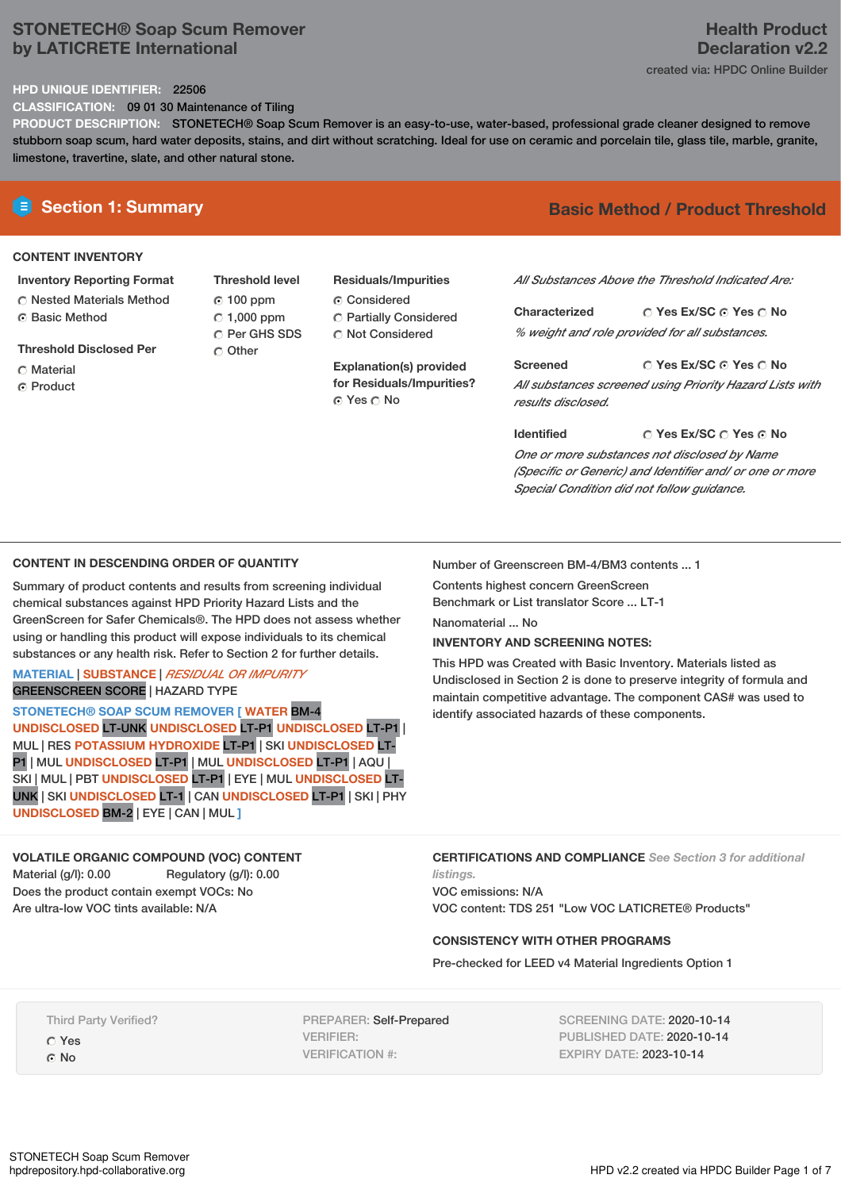# STONETECH® Soap Scum Remover by LATICRETE International

## Health Product Declaration v2.2

created via: HPDC Online Builder

**HPD UNIQUE IDENTIFIER:** 22506

**CLASSIFICATION:** 09 01 30 Maintenance of Tiling

**PRODUCT DESCRIPTION:** STONETECH® Soap Scum Remover is an easy-to-use, water-based, professional grade cleaner designed to remove stubborn soap scum, hard water deposits, stains, and dirt without scratching. Ideal for use on ceramic and porcelain tile, glass tile, marble, granite, limestone, travertine, slate, and other natural stone.

## Section 1: Summary

**Basic Method / Product Threshold**

### CONTENT INVENTORY

**Inventory Reporting Format**
- ○ Nested Materials Method
- ● Basic Method

**Threshold Disclosed Per**
- ○ Material
- ● Product

**Threshold level**
- ● 100 ppm
- ○ 1,000 ppm
- ○ Per GHS SDS
- ○ Other

**Residuals/Impurities**
- ● Considered
- ○ Partially Considered
- ○ Not Considered

**Explanation(s) provided for Residuals/Impurities?**
● Yes ○ No

*All Substances Above the Threshold Indicated Are:*

**Characterized** ○ Yes Ex/SC ● Yes ○ No
*% weight and role provided for all substances.*

**Screened** ○ Yes Ex/SC ● Yes ○ No
*All substances screened using Priority Hazard Lists with results disclosed.*

**Identified** ○ Yes Ex/SC ○ Yes ● No
*One or more substances not disclosed by Name (Specific or Generic) and Identifier and/ or one or more Special Condition did not follow guidance.*

### CONTENT IN DESCENDING ORDER OF QUANTITY

Summary of product contents and results from screening individual chemical substances against HPD Priority Hazard Lists and the GreenScreen for Safer Chemicals®. The HPD does not assess whether using or handling this product will expose individuals to its chemical substances or any health risk. Refer to Section 2 for further details.

MATERIAL | SUBSTANCE | *RESIDUAL OR IMPURITY*
GREENSCREEN SCORE | HAZARD TYPE

STONETECH® SOAP SCUM REMOVER [ WATER BM-4 UNDISCLOSED LT-UNK UNDISCLOSED LT-P1 UNDISCLOSED LT-P1 | MUL | RES POTASSIUM HYDROXIDE LT-P1 | SKI UNDISCLOSED LT-P1 | MUL UNDISCLOSED LT-P1 | MUL UNDISCLOSED LT-P1 | AQU | SKI | MUL | PBT UNDISCLOSED LT-P1 | EYE | MUL UNDISCLOSED LT-UNK | SKI UNDISCLOSED LT-1 | CAN UNDISCLOSED LT-P1 | SKI | PHY UNDISCLOSED BM-2 | EYE | CAN | MUL ]

Number of Greenscreen BM-4/BM3 contents ... 1

Contents highest concern GreenScreen Benchmark or List translator Score ... LT-1

Nanomaterial ... No

**INVENTORY AND SCREENING NOTES:**

This HPD was Created with Basic Inventory. Materials listed as Undisclosed in Section 2 is done to preserve integrity of formula and maintain competitive advantage. The component CAS# was used to identify associated hazards of these components.

### VOLATILE ORGANIC COMPOUND (VOC) CONTENT

Material (g/l): 0.00 Regulatory (g/l): 0.00
Does the product contain exempt VOCs: No
Are ultra-low VOC tints available: N/A

### CERTIFICATIONS AND COMPLIANCE *See Section 3 for additional listings.*

VOC emissions: N/A
VOC content: TDS 251 "Low VOC LATICRETE® Products"

### CONSISTENCY WITH OTHER PROGRAMS

Pre-checked for LEED v4 Material Ingredients Option 1

Third Party Verified?
- ○ Yes
- ● No

PREPARER: Self-Prepared
VERIFIER:
VERIFICATION #:

SCREENING DATE: 2020-10-14
PUBLISHED DATE: 2020-10-14
EXPIRY DATE: 2023-10-14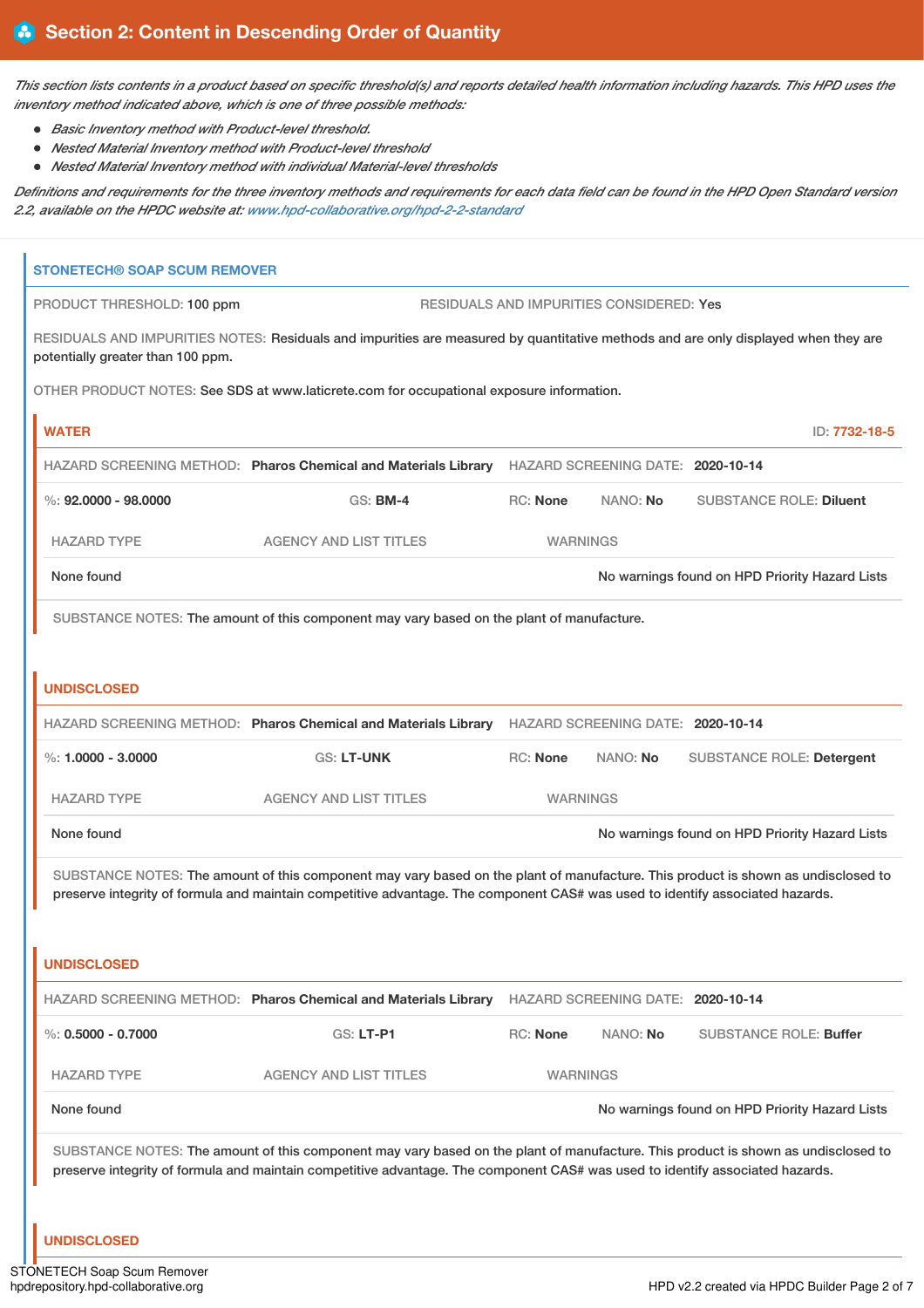## Section 2: Content in Descending Order of Quantity

*This section lists contents in a product based on specific threshold(s) and reports detailed health information including hazards. This HPD uses the inventory method indicated above, which is one of three possible methods:*

- *Basic Inventory method with Product-level threshold.*
- *Nested Material Inventory method with Product-level threshold*
- *Nested Material Inventory method with individual Material-level thresholds*

*Definitions and requirements for the three inventory methods and requirements for each data field can be found in the HPD Open Standard version 2.2, available on the HPDC website at: www.hpd-collaborative.org/hpd-2-2-standard*

### STONETECH® SOAP SCUM REMOVER

PRODUCT THRESHOLD: 100 ppm

RESIDUALS AND IMPURITIES CONSIDERED: Yes

RESIDUALS AND IMPURITIES NOTES: Residuals and impurities are measured by quantitative methods and are only displayed when they are potentially greater than 100 ppm.

OTHER PRODUCT NOTES: See SDS at www.laticrete.com for occupational exposure information.

#### WATER

ID: 7732-18-5

HAZARD SCREENING METHOD: **Pharos Chemical and Materials Library** HAZARD SCREENING DATE: **2020-10-14**

%: **92.0000 - 98.0000** GS: **BM-4** RC: **None** NANO: **No** SUBSTANCE ROLE: **Diluent**

| HAZARD TYPE | AGENCY AND LIST TITLES | WARNINGS |
|---|---|---|
| None found | | No warnings found on HPD Priority Hazard Lists |

SUBSTANCE NOTES: The amount of this component may vary based on the plant of manufacture.

#### UNDISCLOSED

HAZARD SCREENING METHOD: **Pharos Chemical and Materials Library** HAZARD SCREENING DATE: **2020-10-14**

%: **1.0000 - 3.0000** GS: **LT-UNK** RC: **None** NANO: **No** SUBSTANCE ROLE: **Detergent**

| HAZARD TYPE | AGENCY AND LIST TITLES | WARNINGS |
|---|---|---|
| None found | | No warnings found on HPD Priority Hazard Lists |

SUBSTANCE NOTES: The amount of this component may vary based on the plant of manufacture. This product is shown as undisclosed to preserve integrity of formula and maintain competitive advantage. The component CAS# was used to identify associated hazards.

#### UNDISCLOSED

HAZARD SCREENING METHOD: **Pharos Chemical and Materials Library** HAZARD SCREENING DATE: **2020-10-14**

%: **0.5000 - 0.7000** GS: **LT-P1** RC: **None** NANO: **No** SUBSTANCE ROLE: **Buffer**

| HAZARD TYPE | AGENCY AND LIST TITLES | WARNINGS |
|---|---|---|
| None found | | No warnings found on HPD Priority Hazard Lists |

SUBSTANCE NOTES: The amount of this component may vary based on the plant of manufacture. This product is shown as undisclosed to preserve integrity of formula and maintain competitive advantage. The component CAS# was used to identify associated hazards.

#### UNDISCLOSED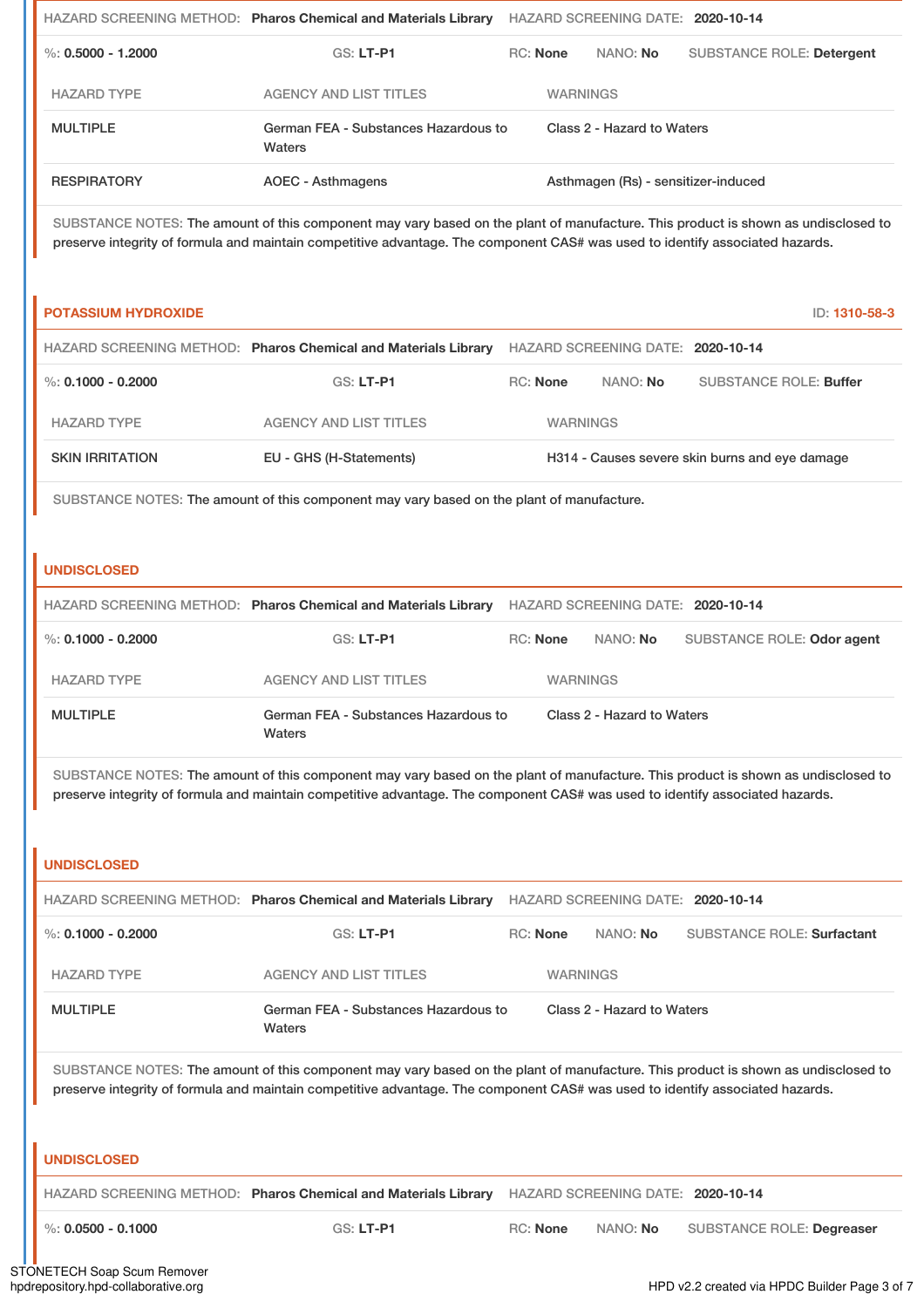HAZARD SCREENING METHOD: **Pharos Chemical and Materials Library** HAZARD SCREENING DATE: **2020-10-14**

%: **0.5000 - 1.2000** GS: **LT-P1** RC: **None** NANO: **No** SUBSTANCE ROLE: **Detergent**

| HAZARD TYPE | AGENCY AND LIST TITLES | WARNINGS |
|---|---|---|
| MULTIPLE | German FEA - Substances Hazardous to Waters | Class 2 - Hazard to Waters |
| RESPIRATORY | AOEC - Asthmagens | Asthmagen (Rs) - sensitizer-induced |

SUBSTANCE NOTES: The amount of this component may vary based on the plant of manufacture. This product is shown as undisclosed to preserve integrity of formula and maintain competitive advantage. The component CAS# was used to identify associated hazards.

## POTASSIUM HYDROXIDE

ID: **1310-58-3**

HAZARD SCREENING METHOD: **Pharos Chemical and Materials Library** HAZARD SCREENING DATE: **2020-10-14**

%: **0.1000 - 0.2000** GS: **LT-P1** RC: **None** NANO: **No** SUBSTANCE ROLE: **Buffer**

| HAZARD TYPE | AGENCY AND LIST TITLES | WARNINGS |
|---|---|---|
| SKIN IRRITATION | EU - GHS (H-Statements) | H314 - Causes severe skin burns and eye damage |

SUBSTANCE NOTES: The amount of this component may vary based on the plant of manufacture.

## UNDISCLOSED

HAZARD SCREENING METHOD: **Pharos Chemical and Materials Library** HAZARD SCREENING DATE: **2020-10-14**

%: **0.1000 - 0.2000** GS: **LT-P1** RC: **None** NANO: **No** SUBSTANCE ROLE: **Odor agent**

| HAZARD TYPE | AGENCY AND LIST TITLES | WARNINGS |
|---|---|---|
| MULTIPLE | German FEA - Substances Hazardous to Waters | Class 2 - Hazard to Waters |

SUBSTANCE NOTES: The amount of this component may vary based on the plant of manufacture. This product is shown as undisclosed to preserve integrity of formula and maintain competitive advantage. The component CAS# was used to identify associated hazards.

## UNDISCLOSED

HAZARD SCREENING METHOD: **Pharos Chemical and Materials Library** HAZARD SCREENING DATE: **2020-10-14**

%: **0.1000 - 0.2000** GS: **LT-P1** RC: **None** NANO: **No** SUBSTANCE ROLE: **Surfactant**

| HAZARD TYPE | AGENCY AND LIST TITLES | WARNINGS |
|---|---|---|
| MULTIPLE | German FEA - Substances Hazardous to Waters | Class 2 - Hazard to Waters |

SUBSTANCE NOTES: The amount of this component may vary based on the plant of manufacture. This product is shown as undisclosed to preserve integrity of formula and maintain competitive advantage. The component CAS# was used to identify associated hazards.

## UNDISCLOSED

HAZARD SCREENING METHOD: **Pharos Chemical and Materials Library** HAZARD SCREENING DATE: **2020-10-14**

%: **0.0500 - 0.1000** GS: **LT-P1** RC: **None** NANO: **No** SUBSTANCE ROLE: **Degreaser**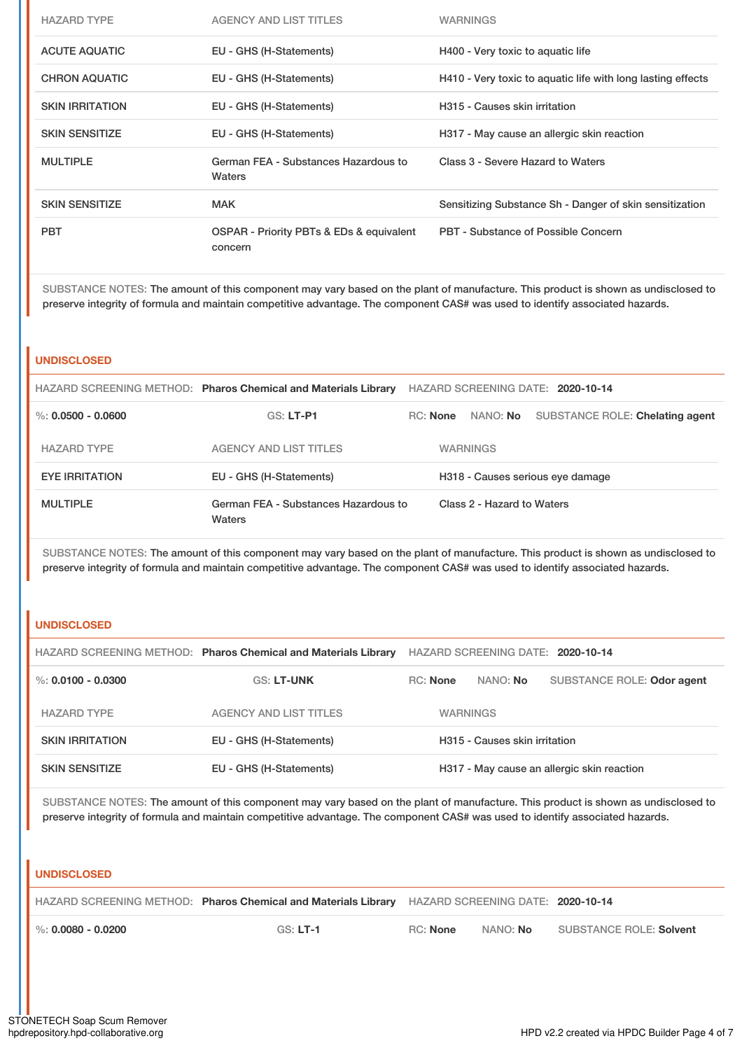| HAZARD TYPE | AGENCY AND LIST TITLES | WARNINGS |
| --- | --- | --- |
| ACUTE AQUATIC | EU - GHS (H-Statements) | H400 - Very toxic to aquatic life |
| CHRON AQUATIC | EU - GHS (H-Statements) | H410 - Very toxic to aquatic life with long lasting effects |
| SKIN IRRITATION | EU - GHS (H-Statements) | H315 - Causes skin irritation |
| SKIN SENSITIZE | EU - GHS (H-Statements) | H317 - May cause an allergic skin reaction |
| MULTIPLE | German FEA - Substances Hazardous to Waters | Class 3 - Severe Hazard to Waters |
| SKIN SENSITIZE | MAK | Sensitizing Substance Sh - Danger of skin sensitization |
| PBT | OSPAR - Priority PBTs & EDs & equivalent concern | PBT - Substance of Possible Concern |

SUBSTANCE NOTES: The amount of this component may vary based on the plant of manufacture. This product is shown as undisclosed to preserve integrity of formula and maintain competitive advantage. The component CAS# was used to identify associated hazards.

## UNDISCLOSED

HAZARD SCREENING METHOD: **Pharos Chemical and Materials Library** HAZARD SCREENING DATE: **2020-10-14**

%: **0.0500 - 0.0600** GS: **LT-P1** RC: **None** NANO: **No** SUBSTANCE ROLE: **Chelating agent**

| HAZARD TYPE | AGENCY AND LIST TITLES | WARNINGS |
| --- | --- | --- |
| EYE IRRITATION | EU - GHS (H-Statements) | H318 - Causes serious eye damage |
| MULTIPLE | German FEA - Substances Hazardous to Waters | Class 2 - Hazard to Waters |

SUBSTANCE NOTES: The amount of this component may vary based on the plant of manufacture. This product is shown as undisclosed to preserve integrity of formula and maintain competitive advantage. The component CAS# was used to identify associated hazards.

## UNDISCLOSED

HAZARD SCREENING METHOD: **Pharos Chemical and Materials Library** HAZARD SCREENING DATE: **2020-10-14**

%: **0.0100 - 0.0300** GS: **LT-UNK** RC: **None** NANO: **No** SUBSTANCE ROLE: **Odor agent**

| HAZARD TYPE | AGENCY AND LIST TITLES | WARNINGS |
| --- | --- | --- |
| SKIN IRRITATION | EU - GHS (H-Statements) | H315 - Causes skin irritation |
| SKIN SENSITIZE | EU - GHS (H-Statements) | H317 - May cause an allergic skin reaction |

SUBSTANCE NOTES: The amount of this component may vary based on the plant of manufacture. This product is shown as undisclosed to preserve integrity of formula and maintain competitive advantage. The component CAS# was used to identify associated hazards.

## UNDISCLOSED

HAZARD SCREENING METHOD: **Pharos Chemical and Materials Library** HAZARD SCREENING DATE: **2020-10-14**

%: **0.0080 - 0.0200** GS: **LT-1** RC: **None** NANO: **No** SUBSTANCE ROLE: **Solvent**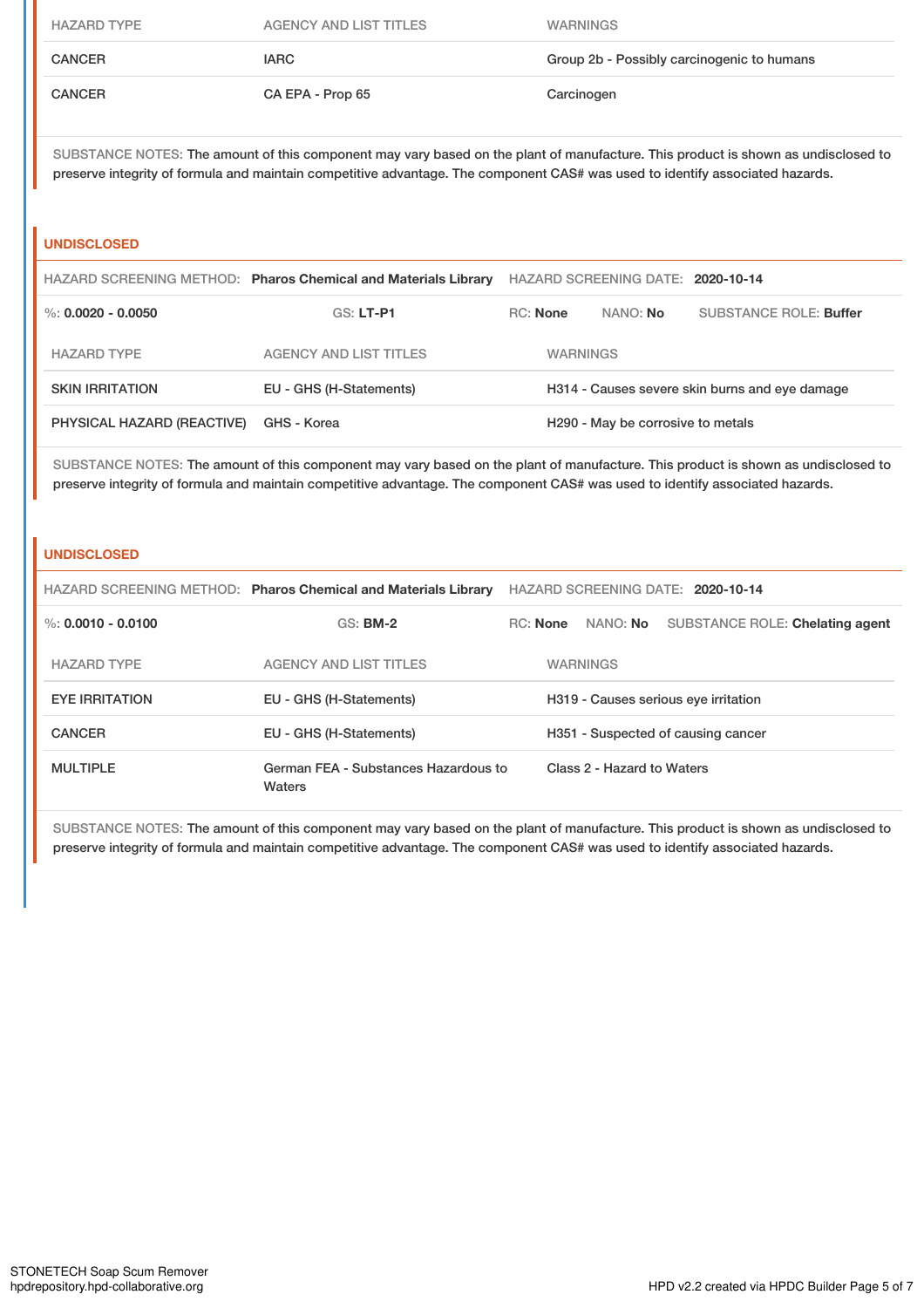| HAZARD TYPE | AGENCY AND LIST TITLES | WARNINGS |
|---|---|---|
| CANCER | IARC | Group 2b - Possibly carcinogenic to humans |
| CANCER | CA EPA - Prop 65 | Carcinogen |

SUBSTANCE NOTES: The amount of this component may vary based on the plant of manufacture. This product is shown as undisclosed to preserve integrity of formula and maintain competitive advantage. The component CAS# was used to identify associated hazards.

### UNDISCLOSED

HAZARD SCREENING METHOD: **Pharos Chemical and Materials Library** HAZARD SCREENING DATE: **2020-10-14**

%: **0.0020 - 0.0050** GS: **LT-P1** RC: **None** NANO: **No** SUBSTANCE ROLE: **Buffer**

| HAZARD TYPE | AGENCY AND LIST TITLES | WARNINGS |
|---|---|---|
| SKIN IRRITATION | EU - GHS (H-Statements) | H314 - Causes severe skin burns and eye damage |
| PHYSICAL HAZARD (REACTIVE) | GHS - Korea | H290 - May be corrosive to metals |

SUBSTANCE NOTES: The amount of this component may vary based on the plant of manufacture. This product is shown as undisclosed to preserve integrity of formula and maintain competitive advantage. The component CAS# was used to identify associated hazards.

### UNDISCLOSED

HAZARD SCREENING METHOD: **Pharos Chemical and Materials Library** HAZARD SCREENING DATE: **2020-10-14**

%: **0.0010 - 0.0100** GS: **BM-2** RC: **None** NANO: **No** SUBSTANCE ROLE: **Chelating agent**

| HAZARD TYPE | AGENCY AND LIST TITLES | WARNINGS |
|---|---|---|
| EYE IRRITATION | EU - GHS (H-Statements) | H319 - Causes serious eye irritation |
| CANCER | EU - GHS (H-Statements) | H351 - Suspected of causing cancer |
| MULTIPLE | German FEA - Substances Hazardous to Waters | Class 2 - Hazard to Waters |

SUBSTANCE NOTES: The amount of this component may vary based on the plant of manufacture. This product is shown as undisclosed to preserve integrity of formula and maintain competitive advantage. The component CAS# was used to identify associated hazards.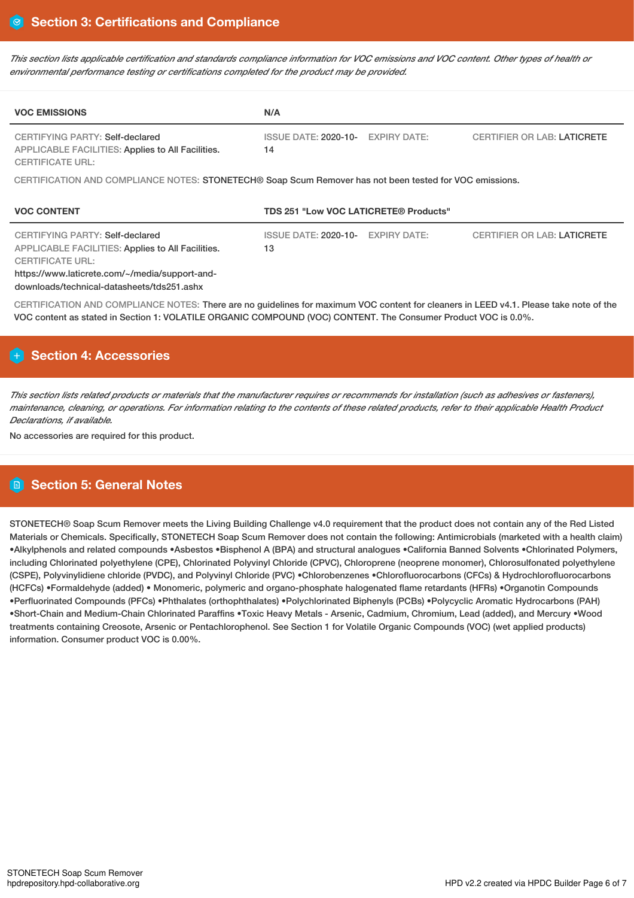## Section 3: Certifications and Compliance

*This section lists applicable certification and standards compliance information for VOC emissions and VOC content. Other types of health or environmental performance testing or certifications completed for the product may be provided.*

| VOC EMISSIONS | N/A | | |
|---|---|---|---|
| CERTIFYING PARTY: Self-declared<br>APPLICABLE FACILITIES: Applies to All Facilities.<br>CERTIFICATE URL: | ISSUE DATE: 2020-10-14 | EXPIRY DATE: | CERTIFIER OR LAB: LATICRETE |

CERTIFICATION AND COMPLIANCE NOTES: STONETECH® Soap Scum Remover has not been tested for VOC emissions.

| VOC CONTENT | TDS 251 "Low VOC LATICRETE® Products" | | |
|---|---|---|---|
| CERTIFYING PARTY: Self-declared<br>APPLICABLE FACILITIES: Applies to All Facilities.<br>CERTIFICATE URL:<br>https://www.laticrete.com/~/media/support-and-downloads/technical-datasheets/tds251.ashx | ISSUE DATE: 2020-10-13 | EXPIRY DATE: | CERTIFIER OR LAB: LATICRETE |

CERTIFICATION AND COMPLIANCE NOTES: There are no guidelines for maximum VOC content for cleaners in LEED v4.1. Please take note of the VOC content as stated in Section 1: VOLATILE ORGANIC COMPOUND (VOC) CONTENT. The Consumer Product VOC is 0.0%.

## Section 4: Accessories

*This section lists related products or materials that the manufacturer requires or recommends for installation (such as adhesives or fasteners), maintenance, cleaning, or operations. For information relating to the contents of these related products, refer to their applicable Health Product Declarations, if available.*

No accessories are required for this product.

## Section 5: General Notes

STONETECH® Soap Scum Remover meets the Living Building Challenge v4.0 requirement that the product does not contain any of the Red Listed Materials or Chemicals. Specifically, STONETECH Soap Scum Remover does not contain the following: Antimicrobials (marketed with a health claim) •Alkylphenols and related compounds •Asbestos •Bisphenol A (BPA) and structural analogues •California Banned Solvents •Chlorinated Polymers, including Chlorinated polyethylene (CPE), Chlorinated Polyvinyl Chloride (CPVC), Chloroprene (neoprene monomer), Chlorosulfonated polyethylene (CSPE), Polyvinylidiene chloride (PVDC), and Polyvinyl Chloride (PVC) •Chlorobenzenes •Chlorofluorocarbons (CFCs) & Hydrochlorofluorocarbons (HCFCs) •Formaldehyde (added) • Monomeric, polymeric and organo-phosphate halogenated flame retardants (HFRs) •Organotin Compounds •Perfluorinated Compounds (PFCs) •Phthalates (orthophthalates) •Polychlorinated Biphenyls (PCBs) •Polycyclic Aromatic Hydrocarbons (PAH) •Short-Chain and Medium-Chain Chlorinated Paraffins •Toxic Heavy Metals - Arsenic, Cadmium, Chromium, Lead (added), and Mercury •Wood treatments containing Creosote, Arsenic or Pentachlorophenol. See Section 1 for Volatile Organic Compounds (VOC) (wet applied products) information. Consumer product VOC is 0.00%.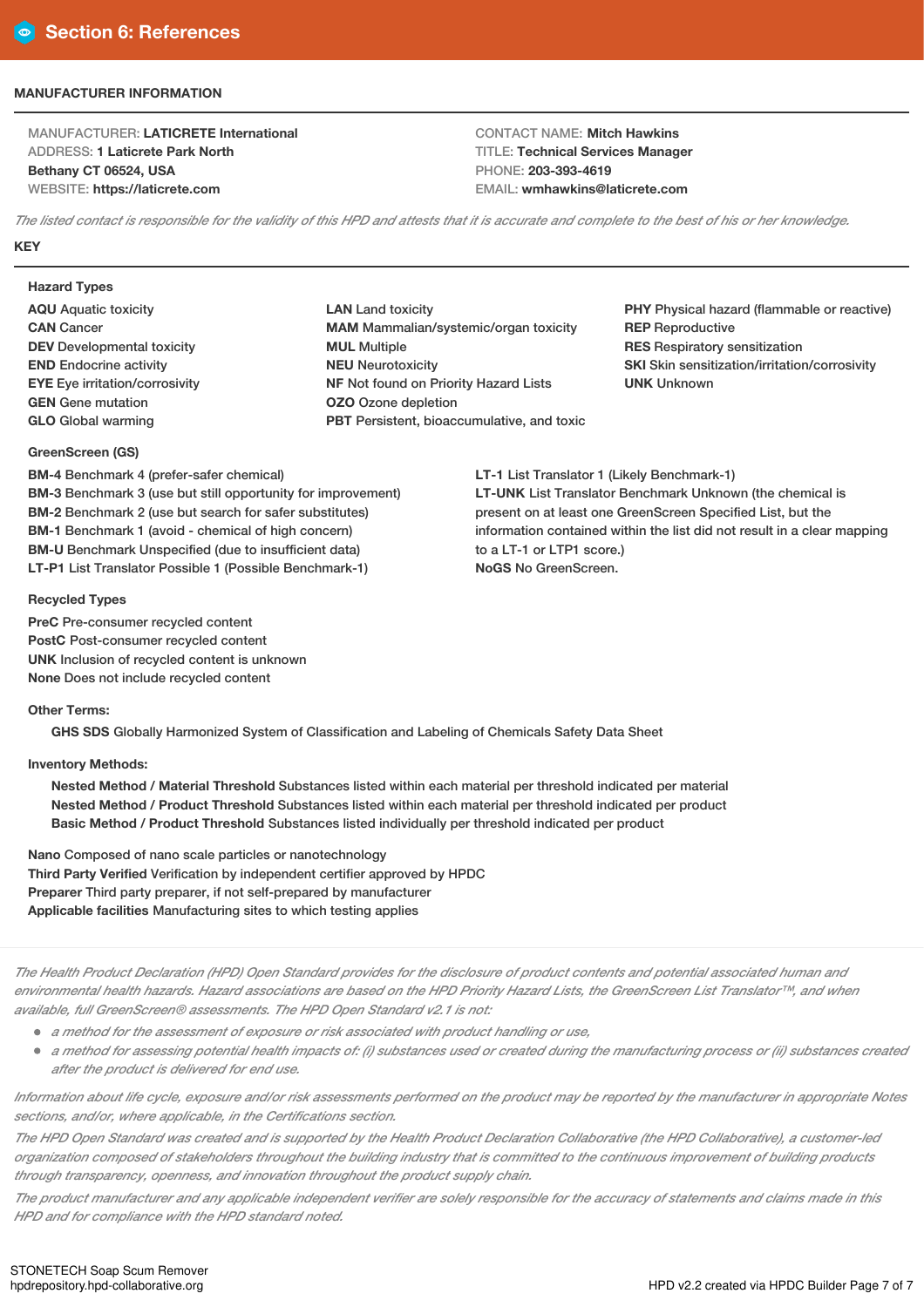# Section 6: References

## MANUFACTURER INFORMATION

MANUFACTURER: **LATICRETE International**
ADDRESS: **1 Laticrete Park North**
**Bethany CT 06524, USA**
WEBSITE: **https://laticrete.com**

CONTACT NAME: **Mitch Hawkins**
TITLE: **Technical Services Manager**
PHONE: **203-393-4619**
EMAIL: **wmhawkins@laticrete.com**

*The listed contact is responsible for the validity of this HPD and attests that it is accurate and complete to the best of his or her knowledge.*

## KEY

### Hazard Types

**AQU** Aquatic toxicity
**CAN** Cancer
**DEV** Developmental toxicity
**END** Endocrine activity
**EYE** Eye irritation/corrosivity
**GEN** Gene mutation
**GLO** Global warming
**LAN** Land toxicity
**MAM** Mammalian/systemic/organ toxicity
**MUL** Multiple
**NEU** Neurotoxicity
**NF** Not found on Priority Hazard Lists
**OZO** Ozone depletion
**PBT** Persistent, bioaccumulative, and toxic
**PHY** Physical hazard (flammable or reactive)
**REP** Reproductive
**RES** Respiratory sensitization
**SKI** Skin sensitization/irritation/corrosivity
**UNK** Unknown

### GreenScreen (GS)

**BM-4** Benchmark 4 (prefer-safer chemical)
**BM-3** Benchmark 3 (use but still opportunity for improvement)
**BM-2** Benchmark 2 (use but search for safer substitutes)
**BM-1** Benchmark 1 (avoid - chemical of high concern)
**BM-U** Benchmark Unspecified (due to insufficient data)
**LT-P1** List Translator Possible 1 (Possible Benchmark-1)
**LT-1** List Translator 1 (Likely Benchmark-1)
**LT-UNK** List Translator Benchmark Unknown (the chemical is present on at least one GreenScreen Specified List, but the information contained within the list did not result in a clear mapping to a LT-1 or LTP1 score.)
**NoGS** No GreenScreen.

### Recycled Types

**PreC** Pre-consumer recycled content
**PostC** Post-consumer recycled content
**UNK** Inclusion of recycled content is unknown
**None** Does not include recycled content

### Other Terms:

**GHS SDS** Globally Harmonized System of Classification and Labeling of Chemicals Safety Data Sheet

### Inventory Methods:

**Nested Method / Material Threshold** Substances listed within each material per threshold indicated per material
**Nested Method / Product Threshold** Substances listed within each material per threshold indicated per product
**Basic Method / Product Threshold** Substances listed individually per threshold indicated per product

**Nano** Composed of nano scale particles or nanotechnology
**Third Party Verified** Verification by independent certifier approved by HPDC
**Preparer** Third party preparer, if not self-prepared by manufacturer
**Applicable facilities** Manufacturing sites to which testing applies

*The Health Product Declaration (HPD) Open Standard provides for the disclosure of product contents and potential associated human and environmental health hazards. Hazard associations are based on the HPD Priority Hazard Lists, the GreenScreen List Translator™, and when available, full GreenScreen® assessments. The HPD Open Standard v2.1 is not:*

- *a method for the assessment of exposure or risk associated with product handling or use,*
- *a method for assessing potential health impacts of: (i) substances used or created during the manufacturing process or (ii) substances created after the product is delivered for end use.*

*Information about life cycle, exposure and/or risk assessments performed on the product may be reported by the manufacturer in appropriate Notes sections, and/or, where applicable, in the Certifications section.*

*The HPD Open Standard was created and is supported by the Health Product Declaration Collaborative (the HPD Collaborative), a customer-led organization composed of stakeholders throughout the building industry that is committed to the continuous improvement of building products through transparency, openness, and innovation throughout the product supply chain.*

*The product manufacturer and any applicable independent verifier are solely responsible for the accuracy of statements and claims made in this HPD and for compliance with the HPD standard noted.*